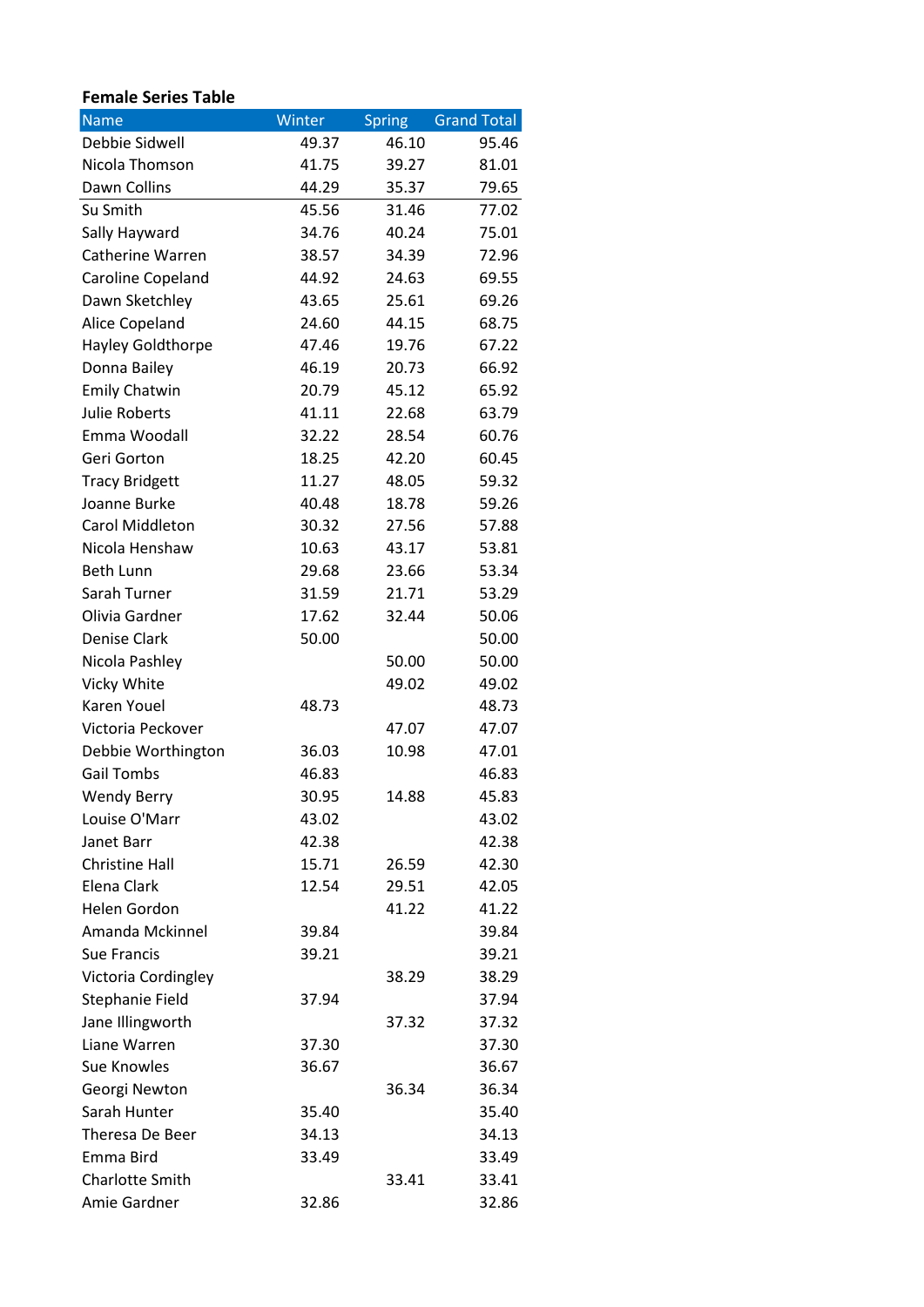**Female Series Table**

| Name | Winter | Spring | Grand Total |
|---|---|---|---|
| Debbie Sidwell | 49.37 | 46.10 | 95.46 |
| Nicola Thomson | 41.75 | 39.27 | 81.01 |
| Dawn Collins | 44.29 | 35.37 | 79.65 |
| Su Smith | 45.56 | 31.46 | 77.02 |
| Sally Hayward | 34.76 | 40.24 | 75.01 |
| Catherine Warren | 38.57 | 34.39 | 72.96 |
| Caroline Copeland | 44.92 | 24.63 | 69.55 |
| Dawn Sketchley | 43.65 | 25.61 | 69.26 |
| Alice Copeland | 24.60 | 44.15 | 68.75 |
| Hayley Goldthorpe | 47.46 | 19.76 | 67.22 |
| Donna Bailey | 46.19 | 20.73 | 66.92 |
| Emily Chatwin | 20.79 | 45.12 | 65.92 |
| Julie Roberts | 41.11 | 22.68 | 63.79 |
| Emma Woodall | 32.22 | 28.54 | 60.76 |
| Geri Gorton | 18.25 | 42.20 | 60.45 |
| Tracy Bridgett | 11.27 | 48.05 | 59.32 |
| Joanne Burke | 40.48 | 18.78 | 59.26 |
| Carol Middleton | 30.32 | 27.56 | 57.88 |
| Nicola Henshaw | 10.63 | 43.17 | 53.81 |
| Beth Lunn | 29.68 | 23.66 | 53.34 |
| Sarah Turner | 31.59 | 21.71 | 53.29 |
| Olivia Gardner | 17.62 | 32.44 | 50.06 |
| Denise Clark | 50.00 | | 50.00 |
| Nicola Pashley | | 50.00 | 50.00 |
| Vicky White | | 49.02 | 49.02 |
| Karen Youel | 48.73 | | 48.73 |
| Victoria Peckover | | 47.07 | 47.07 |
| Debbie Worthington | 36.03 | 10.98 | 47.01 |
| Gail Tombs | 46.83 | | 46.83 |
| Wendy Berry | 30.95 | 14.88 | 45.83 |
| Louise O'Marr | 43.02 | | 43.02 |
| Janet Barr | 42.38 | | 42.38 |
| Christine Hall | 15.71 | 26.59 | 42.30 |
| Elena Clark | 12.54 | 29.51 | 42.05 |
| Helen Gordon | | 41.22 | 41.22 |
| Amanda Mckinnel | 39.84 | | 39.84 |
| Sue Francis | 39.21 | | 39.21 |
| Victoria Cordingley | | 38.29 | 38.29 |
| Stephanie Field | 37.94 | | 37.94 |
| Jane Illingworth | | 37.32 | 37.32 |
| Liane Warren | 37.30 | | 37.30 |
| Sue Knowles | 36.67 | | 36.67 |
| Georgi Newton | | 36.34 | 36.34 |
| Sarah Hunter | 35.40 | | 35.40 |
| Theresa De Beer | 34.13 | | 34.13 |
| Emma Bird | 33.49 | | 33.49 |
| Charlotte Smith | | 33.41 | 33.41 |
| Amie Gardner | 32.86 | | 32.86 |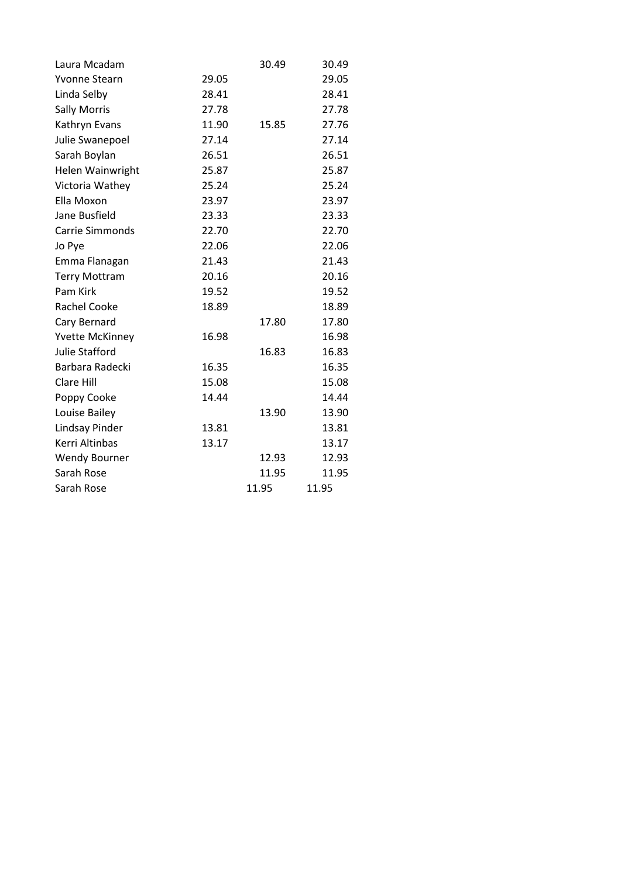| | | | |
|---|---|---|---|
| Laura Mcadam | | 30.49 | 30.49 |
| Yvonne Stearn | 29.05 | | 29.05 |
| Linda Selby | 28.41 | | 28.41 |
| Sally Morris | 27.78 | | 27.78 |
| Kathryn Evans | 11.90 | 15.85 | 27.76 |
| Julie Swanepoel | 27.14 | | 27.14 |
| Sarah Boylan | 26.51 | | 26.51 |
| Helen Wainwright | 25.87 | | 25.87 |
| Victoria Wathey | 25.24 | | 25.24 |
| Ella Moxon | 23.97 | | 23.97 |
| Jane Busfield | 23.33 | | 23.33 |
| Carrie Simmonds | 22.70 | | 22.70 |
| Jo Pye | 22.06 | | 22.06 |
| Emma Flanagan | 21.43 | | 21.43 |
| Terry Mottram | 20.16 | | 20.16 |
| Pam Kirk | 19.52 | | 19.52 |
| Rachel Cooke | 18.89 | | 18.89 |
| Cary Bernard | | 17.80 | 17.80 |
| Yvette McKinney | 16.98 | | 16.98 |
| Julie Stafford | | 16.83 | 16.83 |
| Barbara Radecki | 16.35 | | 16.35 |
| Clare Hill | 15.08 | | 15.08 |
| Poppy Cooke | 14.44 | | 14.44 |
| Louise Bailey | | 13.90 | 13.90 |
| Lindsay Pinder | 13.81 | | 13.81 |
| Kerri Altinbas | 13.17 | | 13.17 |
| Wendy Bourner | | 12.93 | 12.93 |
| Sarah Rose | | 11.95 | 11.95 |
| Sarah Rose | | 11.95 | 11.95 |